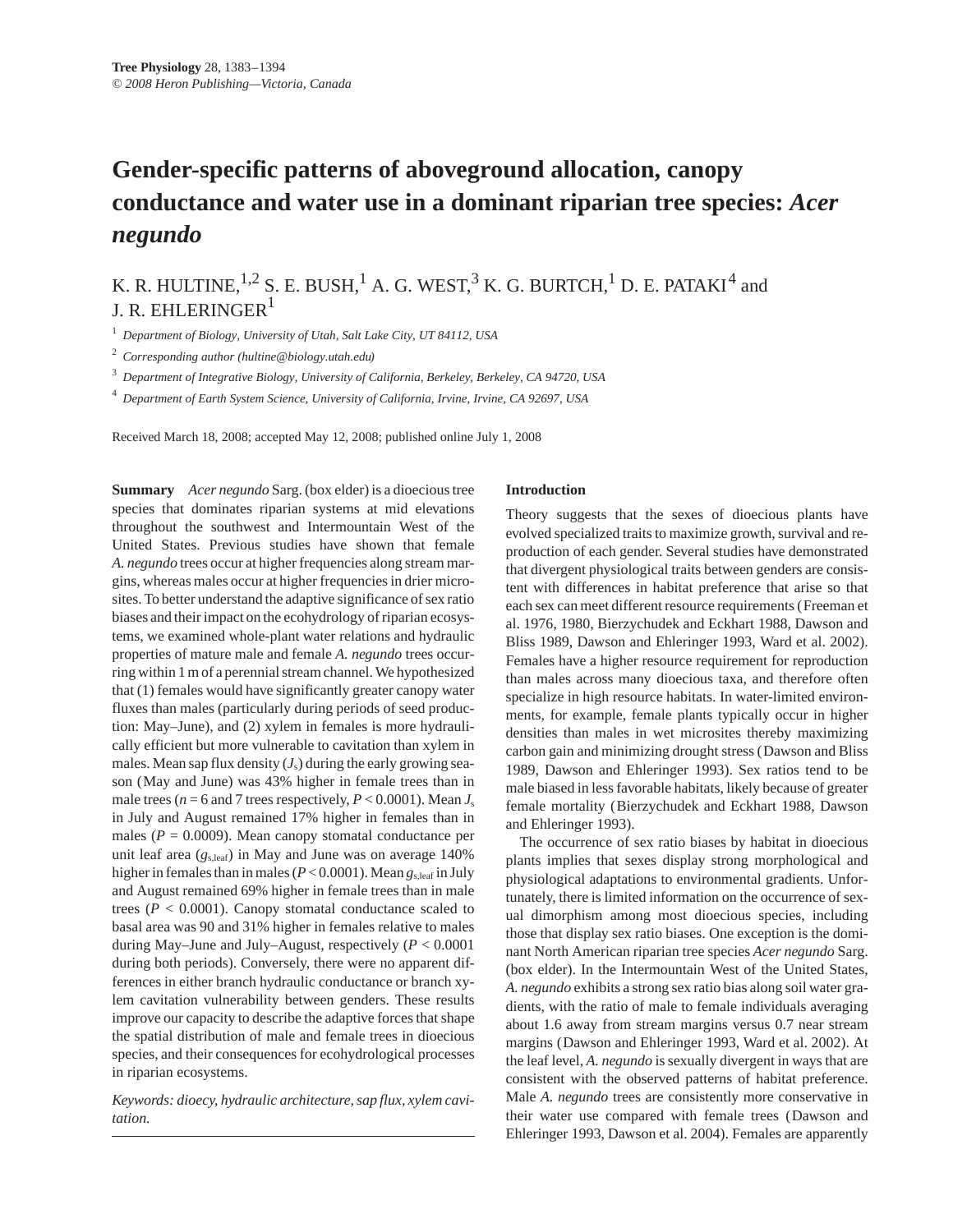# Gender-specific patterns of aboveground allocation, canopy conductance and water use in a dominant riparian tree species: *Acer negundo*

K. R. HULTINE,[1,2] S. E. BUSH,[1] A. G. WEST,[3] K. G. BURTCH,[1] D. E. PATAKI[4] and J. R. EHLERINGER[1]

[1] *Department of Biology, University of Utah, Salt Lake City, UT 84112, USA*

[2] *Corresponding author (hultine@biology.utah.edu)*

[3] *Department of Integrative Biology, University of California, Berkeley, Berkeley, CA 94720, USA*

[4] *Department of Earth System Science, University of California, Irvine, Irvine, CA 92697, USA*

Received March 18, 2008; accepted May 12, 2008; published online July 1, 2008

**Summary** *Acer negundo* Sarg. (box elder) is a dioecious tree species that dominates riparian systems at mid elevations throughout the southwest and Intermountain West of the United States. Previous studies have shown that female *A. negundo* trees occur at higher frequencies along stream margins, whereas males occur at higher frequencies in drier microsites. To better understand the adaptive significance of sex ratio biases and their impact on the ecohydrology of riparian ecosystems, we examined whole-plant water relations and hydraulic properties of mature male and female *A. negundo* trees occurring within 1 m of a perennial stream channel. We hypothesized that (1) females would have significantly greater canopy water fluxes than males (particularly during periods of seed production: May–June), and (2) xylem in females is more hydraulically efficient but more vulnerable to cavitation than xylem in males. Mean sap flux density ($J_s$) during the early growing season (May and June) was 43% higher in female trees than in male trees ($n$ = 6 and 7 trees respectively, $P < 0.0001$). Mean $J_s$ in July and August remained 17% higher in females than in males ($P = 0.0009$). Mean canopy stomatal conductance per unit leaf area ($g_{s,leaf}$) in May and June was on average 140% higher in females than in males ($P < 0.0001$). Mean $g_{s,leaf}$ in July and August remained 69% higher in female trees than in male trees ($P < 0.0001$). Canopy stomatal conductance scaled to basal area was 90 and 31% higher in females relative to males during May–June and July–August, respectively ($P < 0.0001$ during both periods). Conversely, there were no apparent differences in either branch hydraulic conductance or branch xylem cavitation vulnerability between genders. These results improve our capacity to describe the adaptive forces that shape the spatial distribution of male and female trees in dioecious species, and their consequences for ecohydrological processes in riparian ecosystems.

*Keywords: dioecy, hydraulic architecture, sap flux, xylem cavitation.*

## Introduction

Theory suggests that the sexes of dioecious plants have evolved specialized traits to maximize growth, survival and reproduction of each gender. Several studies have demonstrated that divergent physiological traits between genders are consistent with differences in habitat preference that arise so that each sex can meet different resource requirements (Freeman et al. 1976, 1980, Bierzychudek and Eckhart 1988, Dawson and Bliss 1989, Dawson and Ehleringer 1993, Ward et al. 2002). Females have a higher resource requirement for reproduction than males across many dioecious taxa, and therefore often specialize in high resource habitats. In water-limited environments, for example, female plants typically occur in higher densities than males in wet microsites thereby maximizing carbon gain and minimizing drought stress (Dawson and Bliss 1989, Dawson and Ehleringer 1993). Sex ratios tend to be male biased in less favorable habitats, likely because of greater female mortality (Bierzychudek and Eckhart 1988, Dawson and Ehleringer 1993).

The occurrence of sex ratio biases by habitat in dioecious plants implies that sexes display strong morphological and physiological adaptations to environmental gradients. Unfortunately, there is limited information on the occurrence of sexual dimorphism among most dioecious species, including those that display sex ratio biases. One exception is the dominant North American riparian tree species *Acer negundo* Sarg. (box elder). In the Intermountain West of the United States, *A. negundo* exhibits a strong sex ratio bias along soil water gradients, with the ratio of male to female individuals averaging about 1.6 away from stream margins versus 0.7 near stream margins (Dawson and Ehleringer 1993, Ward et al. 2002). At the leaf level, *A. negundo* is sexually divergent in ways that are consistent with the observed patterns of habitat preference. Male *A. negundo* trees are consistently more conservative in their water use compared with female trees (Dawson and Ehleringer 1993, Dawson et al. 2004). Females are apparently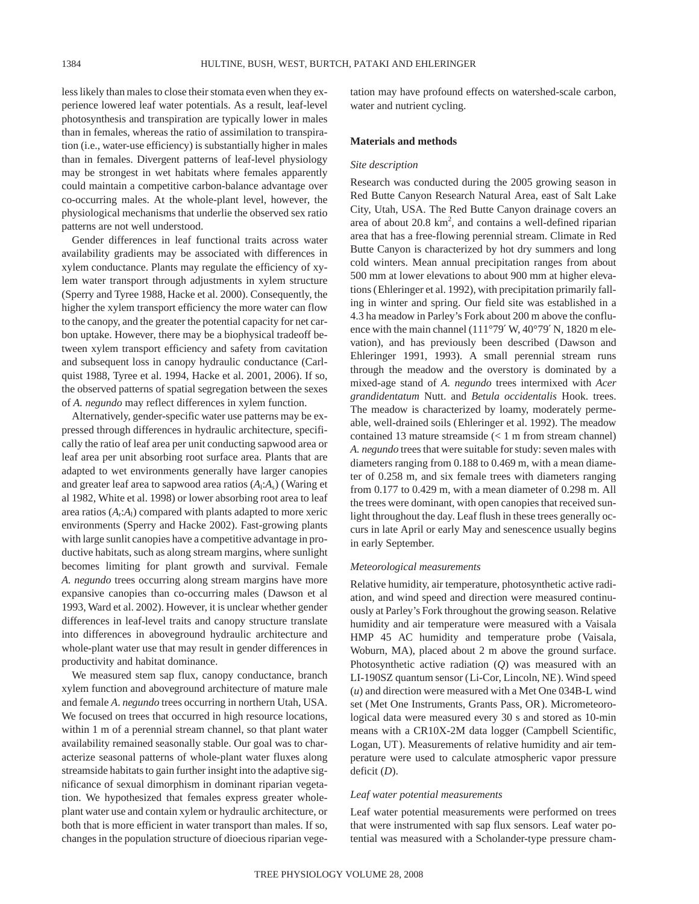less likely than males to close their stomata even when they experience lowered leaf water potentials. As a result, leaf-level photosynthesis and transpiration are typically lower in males than in females, whereas the ratio of assimilation to transpiration (i.e., water-use efficiency) is substantially higher in males than in females. Divergent patterns of leaf-level physiology may be strongest in wet habitats where females apparently could maintain a competitive carbon-balance advantage over co-occurring males. At the whole-plant level, however, the physiological mechanisms that underlie the observed sex ratio patterns are not well understood.

Gender differences in leaf functional traits across water availability gradients may be associated with differences in xylem conductance. Plants may regulate the efficiency of xylem water transport through adjustments in xylem structure (Sperry and Tyree 1988, Hacke et al. 2000). Consequently, the higher the xylem transport efficiency the more water can flow to the canopy, and the greater the potential capacity for net carbon uptake. However, there may be a biophysical tradeoff between xylem transport efficiency and safety from cavitation and subsequent loss in canopy hydraulic conductance (Carlquist 1988, Tyree et al. 1994, Hacke et al. 2001, 2006). If so, the observed patterns of spatial segregation between the sexes of *A. negundo* may reflect differences in xylem function.

Alternatively, gender-specific water use patterns may be expressed through differences in hydraulic architecture, specifically the ratio of leaf area per unit conducting sapwood area or leaf area per unit absorbing root surface area. Plants that are adapted to wet environments generally have larger canopies and greater leaf area to sapwood area ratios ($A_l$:$A_s$) (Waring et al 1982, White et al. 1998) or lower absorbing root area to leaf area ratios ($A_r$:$A_l$) compared with plants adapted to more xeric environments (Sperry and Hacke 2002). Fast-growing plants with large sunlit canopies have a competitive advantage in productive habitats, such as along stream margins, where sunlight becomes limiting for plant growth and survival. Female *A. negundo* trees occurring along stream margins have more expansive canopies than co-occurring males (Dawson et al 1993, Ward et al. 2002). However, it is unclear whether gender differences in leaf-level traits and canopy structure translate into differences in aboveground hydraulic architecture and whole-plant water use that may result in gender differences in productivity and habitat dominance.

We measured stem sap flux, canopy conductance, branch xylem function and aboveground architecture of mature male and female *A. negundo* trees occurring in northern Utah, USA. We focused on trees that occurred in high resource locations, within 1 m of a perennial stream channel, so that plant water availability remained seasonally stable. Our goal was to characterize seasonal patterns of whole-plant water fluxes along streamside habitats to gain further insight into the adaptive significance of sexual dimorphism in dominant riparian vegetation. We hypothesized that females express greater whole-plant water use and contain xylem or hydraulic architecture, or both that is more efficient in water transport than males. If so, changes in the population structure of dioecious riparian vegetation may have profound effects on watershed-scale carbon, water and nutrient cycling.

## Materials and methods

### *Site description*

Research was conducted during the 2005 growing season in Red Butte Canyon Research Natural Area, east of Salt Lake City, Utah, USA. The Red Butte Canyon drainage covers an area of about 20.8 km$^2$, and contains a well-defined riparian area that has a free-flowing perennial stream. Climate in Red Butte Canyon is characterized by hot dry summers and long cold winters. Mean annual precipitation ranges from about 500 mm at lower elevations to about 900 mm at higher elevations (Ehleringer et al. 1992), with precipitation primarily falling in winter and spring. Our field site was established in a 4.3 ha meadow in Parley's Fork about 200 m above the confluence with the main channel (111°79′ W, 40°79′ N, 1820 m elevation), and has previously been described (Dawson and Ehleringer 1991, 1993). A small perennial stream runs through the meadow and the overstory is dominated by a mixed-age stand of *A. negundo* trees intermixed with *Acer grandidentatum* Nutt. and *Betula occidentalis* Hook. trees. The meadow is characterized by loamy, moderately permeable, well-drained soils (Ehleringer et al. 1992). The meadow contained 13 mature streamside (< 1 m from stream channel) *A. negundo* trees that were suitable for study: seven males with diameters ranging from 0.188 to 0.469 m, with a mean diameter of 0.258 m, and six female trees with diameters ranging from 0.177 to 0.429 m, with a mean diameter of 0.298 m. All the trees were dominant, with open canopies that received sunlight throughout the day. Leaf flush in these trees generally occurs in late April or early May and senescence usually begins in early September.

### *Meteorological measurements*

Relative humidity, air temperature, photosynthetic active radiation, and wind speed and direction were measured continuously at Parley's Fork throughout the growing season. Relative humidity and air temperature were measured with a Vaisala HMP 45 AC humidity and temperature probe (Vaisala, Woburn, MA), placed about 2 m above the ground surface. Photosynthetic active radiation ($Q$) was measured with an LI-190SZ quantum sensor (Li-Cor, Lincoln, NE). Wind speed ($u$) and direction were measured with a Met One 034B-L wind set (Met One Instruments, Grants Pass, OR). Micrometeorological data were measured every 30 s and stored as 10-min means with a CR10X-2M data logger (Campbell Scientific, Logan, UT). Measurements of relative humidity and air temperature were used to calculate atmospheric vapor pressure deficit ($D$).

### *Leaf water potential measurements*

Leaf water potential measurements were performed on trees that were instrumented with sap flux sensors. Leaf water potential was measured with a Scholander-type pressure cham-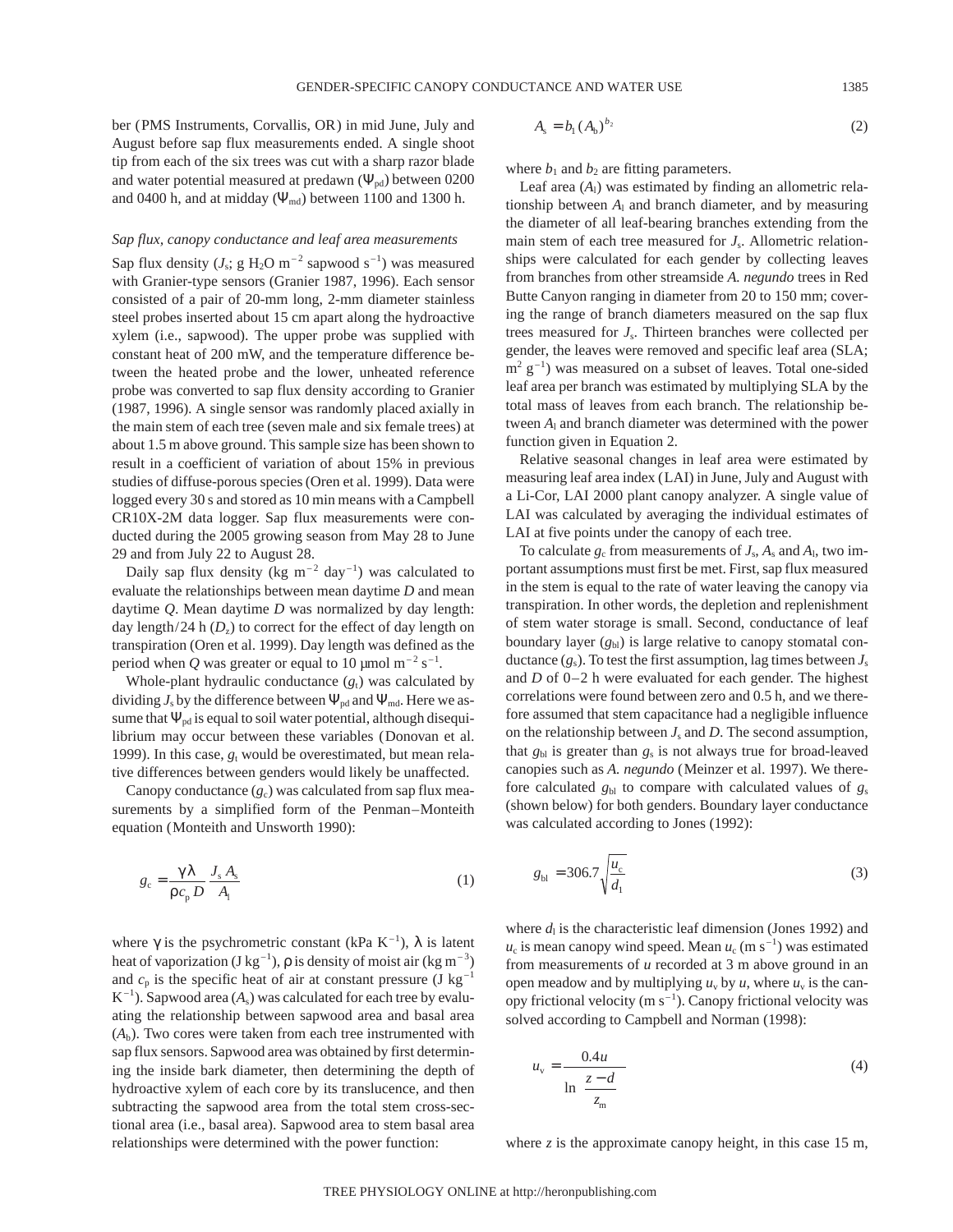ber (PMS Instruments, Corvallis, OR) in mid June, July and August before sap flux measurements ended. A single shoot tip from each of the six trees was cut with a sharp razor blade and water potential measured at predawn ($\Psi_{pd}$) between 0200 and 0400 h, and at midday ($\Psi_{md}$) between 1100 and 1300 h.

### *Sap flux, canopy conductance and leaf area measurements*

Sap flux density ($J_s$; g $H_2O$ $m^{-2}$ sapwood $s^{-1}$) was measured with Granier-type sensors (Granier 1987, 1996). Each sensor consisted of a pair of 20-mm long, 2-mm diameter stainless steel probes inserted about 15 cm apart along the hydroactive xylem (i.e., sapwood). The upper probe was supplied with constant heat of 200 mW, and the temperature difference between the heated probe and the lower, unheated reference probe was converted to sap flux density according to Granier (1987, 1996). A single sensor was randomly placed axially in the main stem of each tree (seven male and six female trees) at about 1.5 m above ground. This sample size has been shown to result in a coefficient of variation of about 15% in previous studies of diffuse-porous species (Oren et al. 1999). Data were logged every 30 s and stored as 10 min means with a Campbell CR10X-2M data logger. Sap flux measurements were conducted during the 2005 growing season from May 28 to June 29 and from July 22 to August 28.

Daily sap flux density (kg $m^{-2}$ $day^{-1}$) was calculated to evaluate the relationships between mean daytime $D$ and mean daytime $Q$. Mean daytime $D$ was normalized by day length: day length/24 h ($D_z$) to correct for the effect of day length on transpiration (Oren et al. 1999). Day length was defined as the period when $Q$ was greater or equal to 10 μmol $m^{-2}$ $s^{-1}$.

Whole-plant hydraulic conductance ($g_t$) was calculated by dividing $J_s$ by the difference between $\Psi_{pd}$ and $\Psi_{md}$. Here we assume that $\Psi_{pd}$ is equal to soil water potential, although disequilibrium may occur between these variables (Donovan et al. 1999). In this case, $g_t$ would be overestimated, but mean relative differences between genders would likely be unaffected.

Canopy conductance ($g_c$) was calculated from sap flux measurements by a simplified form of the Penman–Monteith equation (Monteith and Unsworth 1990):

$$g_c = \frac{\gamma\lambda}{\rho c_p D}\frac{J_s A_s}{A_l} \tag{1}$$

where $\gamma$ is the psychrometric constant (kPa $K^{-1}$), $\lambda$ is latent heat of vaporization (J $kg^{-1}$), $\rho$ is density of moist air (kg $m^{-3}$) and $c_p$ is the specific heat of air at constant pressure (J $kg^{-1}$ $K^{-1}$). Sapwood area ($A_s$) was calculated for each tree by evaluating the relationship between sapwood area and basal area ($A_b$). Two cores were taken from each tree instrumented with sap flux sensors. Sapwood area was obtained by first determining the inside bark diameter, then determining the depth of hydroactive xylem of each core by its translucence, and then subtracting the sapwood area from the total stem cross-sectional area (i.e., basal area). Sapwood area to stem basal area relationships were determined with the power function:

$$A_s = b_1 (A_b)^{b_2} \tag{2}$$

where $b_1$ and $b_2$ are fitting parameters.

Leaf area ($A_l$) was estimated by finding an allometric relationship between $A_l$ and branch diameter, and by measuring the diameter of all leaf-bearing branches extending from the main stem of each tree measured for $J_s$. Allometric relationships were calculated for each gender by collecting leaves from branches from other streamside *A. negundo* trees in Red Butte Canyon ranging in diameter from 20 to 150 mm; covering the range of branch diameters measured on the sap flux trees measured for $J_s$. Thirteen branches were collected per gender, the leaves were removed and specific leaf area (SLA; $m^2$ $g^{-1}$) was measured on a subset of leaves. Total one-sided leaf area per branch was estimated by multiplying SLA by the total mass of leaves from each branch. The relationship between $A_l$ and branch diameter was determined with the power function given in Equation 2.

Relative seasonal changes in leaf area were estimated by measuring leaf area index (LAI) in June, July and August with a Li-Cor, LAI 2000 plant canopy analyzer. A single value of LAI was calculated by averaging the individual estimates of LAI at five points under the canopy of each tree.

To calculate $g_c$ from measurements of $J_s$, $A_s$ and $A_l$, two important assumptions must first be met. First, sap flux measured in the stem is equal to the rate of water leaving the canopy via transpiration. In other words, the depletion and replenishment of stem water storage is small. Second, conductance of leaf boundary layer ($g_{bl}$) is large relative to canopy stomatal conductance ($g_s$). To test the first assumption, lag times between $J_s$ and $D$ of 0–2 h were evaluated for each gender. The highest correlations were found between zero and 0.5 h, and we therefore assumed that stem capacitance had a negligible influence on the relationship between $J_s$ and $D$. The second assumption, that $g_{bl}$ is greater than $g_s$ is not always true for broad-leaved canopies such as *A. negundo* (Meinzer et al. 1997). We therefore calculated $g_{bl}$ to compare with calculated values of $g_s$ (shown below) for both genders. Boundary layer conductance was calculated according to Jones (1992):

$$g_{bl} = 306.7\sqrt{\frac{u_c}{d_l}} \tag{3}$$

where $d_l$ is the characteristic leaf dimension (Jones 1992) and $u_c$ is mean canopy wind speed. Mean $u_c$ (m $s^{-1}$) was estimated from measurements of $u$ recorded at 3 m above ground in an open meadow and by multiplying $u_v$ by $u$, where $u_v$ is the canopy frictional velocity (m $s^{-1}$). Canopy frictional velocity was solved according to Campbell and Norman (1998):

$$u_v = \frac{0.4u}{\ln\left(\dfrac{z-d}{z_m}\right)} \tag{4}$$

where $z$ is the approximate canopy height, in this case 15 m,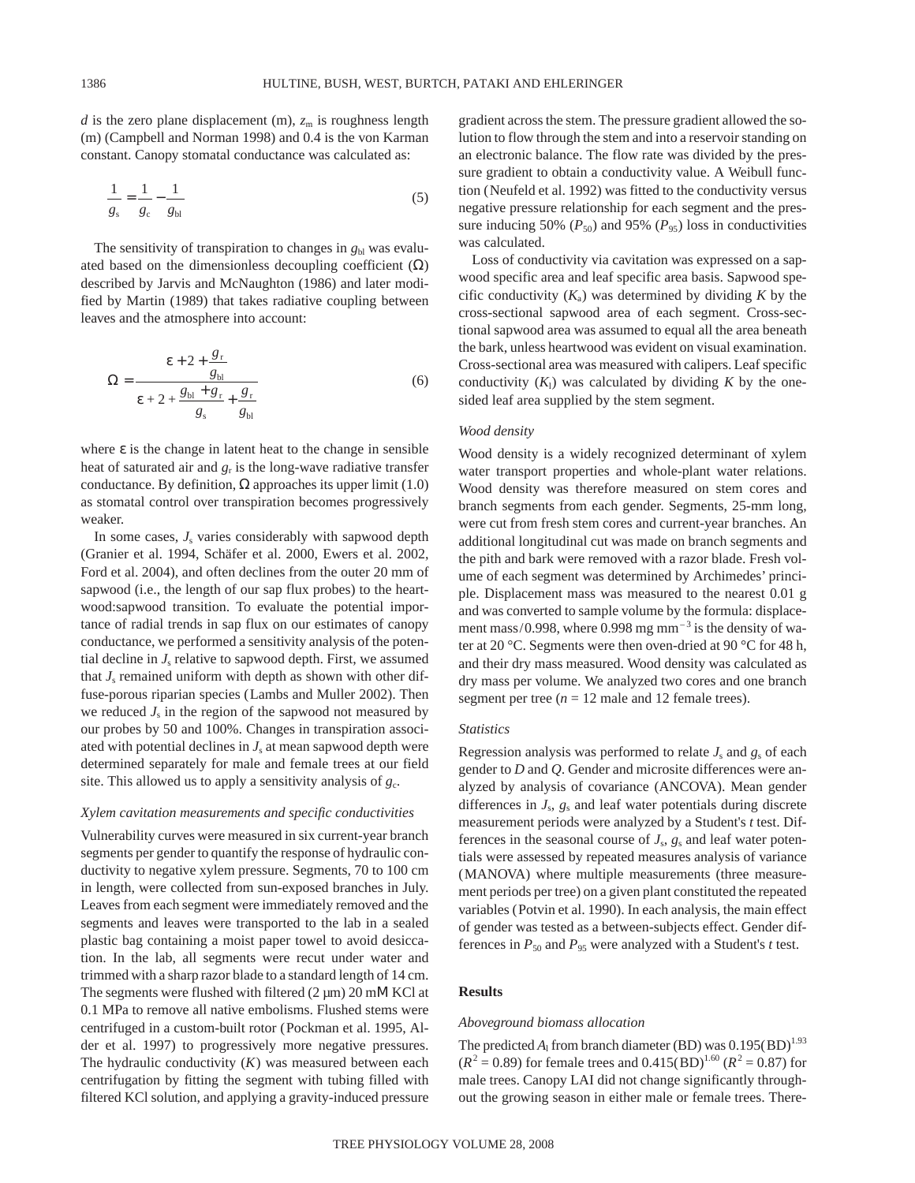$d$ is the zero plane displacement (m), $z_m$ is roughness length (m) (Campbell and Norman 1998) and 0.4 is the von Karman constant. Canopy stomatal conductance was calculated as:

$$\frac{1}{g_s} = \frac{1}{g_c} - \frac{1}{g_{bl}} \tag{5}$$

The sensitivity of transpiration to changes in $g_{bl}$ was evaluated based on the dimensionless decoupling coefficient ($\Omega$) described by Jarvis and McNaughton (1986) and later modified by Martin (1989) that takes radiative coupling between leaves and the atmosphere into account:

$$\Omega = \frac{\varepsilon + 2 + \frac{g_r}{g_{bl}}}{\varepsilon + 2 + \frac{g_{bl} + g_r}{g_s} + \frac{g_r}{g_{bl}}} \tag{6}$$

where $\varepsilon$ is the change in latent heat to the change in sensible heat of saturated air and $g_r$ is the long-wave radiative transfer conductance. By definition, $\Omega$ approaches its upper limit (1.0) as stomatal control over transpiration becomes progressively weaker.

In some cases, $J_s$ varies considerably with sapwood depth (Granier et al. 1994, Schäfer et al. 2000, Ewers et al. 2002, Ford et al. 2004), and often declines from the outer 20 mm of sapwood (i.e., the length of our sap flux probes) to the heartwood:sapwood transition. To evaluate the potential importance of radial trends in sap flux on our estimates of canopy conductance, we performed a sensitivity analysis of the potential decline in $J_s$ relative to sapwood depth. First, we assumed that $J_s$ remained uniform with depth as shown with other diffuse-porous riparian species (Lambs and Muller 2002). Then we reduced $J_s$ in the region of the sapwood not measured by our probes by 50 and 100%. Changes in transpiration associated with potential declines in $J_s$ at mean sapwood depth were determined separately for male and female trees at our field site. This allowed us to apply a sensitivity analysis of $g_c$.

### *Xylem cavitation measurements and specific conductivities*

Vulnerability curves were measured in six current-year branch segments per gender to quantify the response of hydraulic conductivity to negative xylem pressure. Segments, 70 to 100 cm in length, were collected from sun-exposed branches in July. Leaves from each segment were immediately removed and the segments and leaves were transported to the lab in a sealed plastic bag containing a moist paper towel to avoid desiccation. In the lab, all segments were recut under water and trimmed with a sharp razor blade to a standard length of 14 cm. The segments were flushed with filtered (2 µm) 20 mM KCl at 0.1 MPa to remove all native embolisms. Flushed stems were centrifuged in a custom-built rotor (Pockman et al. 1995, Alder et al. 1997) to progressively more negative pressures. The hydraulic conductivity ($K$) was measured between each centrifugation by fitting the segment with tubing filled with filtered KCl solution, and applying a gravity-induced pressure gradient across the stem. The pressure gradient allowed the solution to flow through the stem and into a reservoir standing on an electronic balance. The flow rate was divided by the pressure gradient to obtain a conductivity value. A Weibull function (Neufeld et al. 1992) was fitted to the conductivity versus negative pressure relationship for each segment and the pressure inducing 50% ($P_{50}$) and 95% ($P_{95}$) loss in conductivities was calculated.

Loss of conductivity via cavitation was expressed on a sapwood specific area and leaf specific area basis. Sapwood specific conductivity ($K_a$) was determined by dividing $K$ by the cross-sectional sapwood area of each segment. Cross-sectional sapwood area was assumed to equal all the area beneath the bark, unless heartwood was evident on visual examination. Cross-sectional area was measured with calipers. Leaf specific conductivity ($K_l$) was calculated by dividing $K$ by the one-sided leaf area supplied by the stem segment.

### *Wood density*

Wood density is a widely recognized determinant of xylem water transport properties and whole-plant water relations. Wood density was therefore measured on stem cores and branch segments from each gender. Segments, 25-mm long, were cut from fresh stem cores and current-year branches. An additional longitudinal cut was made on branch segments and the pith and bark were removed with a razor blade. Fresh volume of each segment was determined by Archimedes' principle. Displacement mass was measured to the nearest 0.01 g and was converted to sample volume by the formula: displacement mass/0.998, where 0.998 mg mm$^{-3}$ is the density of water at 20 °C. Segments were then oven-dried at 90 °C for 48 h, and their dry mass measured. Wood density was calculated as dry mass per volume. We analyzed two cores and one branch segment per tree ($n$ = 12 male and 12 female trees).

### *Statistics*

Regression analysis was performed to relate $J_s$ and $g_s$ of each gender to $D$ and $Q$. Gender and microsite differences were analyzed by analysis of covariance (ANCOVA). Mean gender differences in $J_s$, $g_s$ and leaf water potentials during discrete measurement periods were analyzed by a Student's $t$ test. Differences in the seasonal course of $J_s$, $g_s$ and leaf water potentials were assessed by repeated measures analysis of variance (MANOVA) where multiple measurements (three measurement periods per tree) on a given plant constituted the repeated variables (Potvin et al. 1990). In each analysis, the main effect of gender was tested as a between-subjects effect. Gender differences in $P_{50}$ and $P_{95}$ were analyzed with a Student's $t$ test.

## Results

### *Aboveground biomass allocation*

The predicted $A_l$ from branch diameter (BD) was $0.195(\text{BD})^{1.93}$ ($R^2$ = 0.89) for female trees and $0.415(\text{BD})^{1.60}$ ($R^2$ = 0.87) for male trees. Canopy LAI did not change significantly throughout the growing season in either male or female trees. There-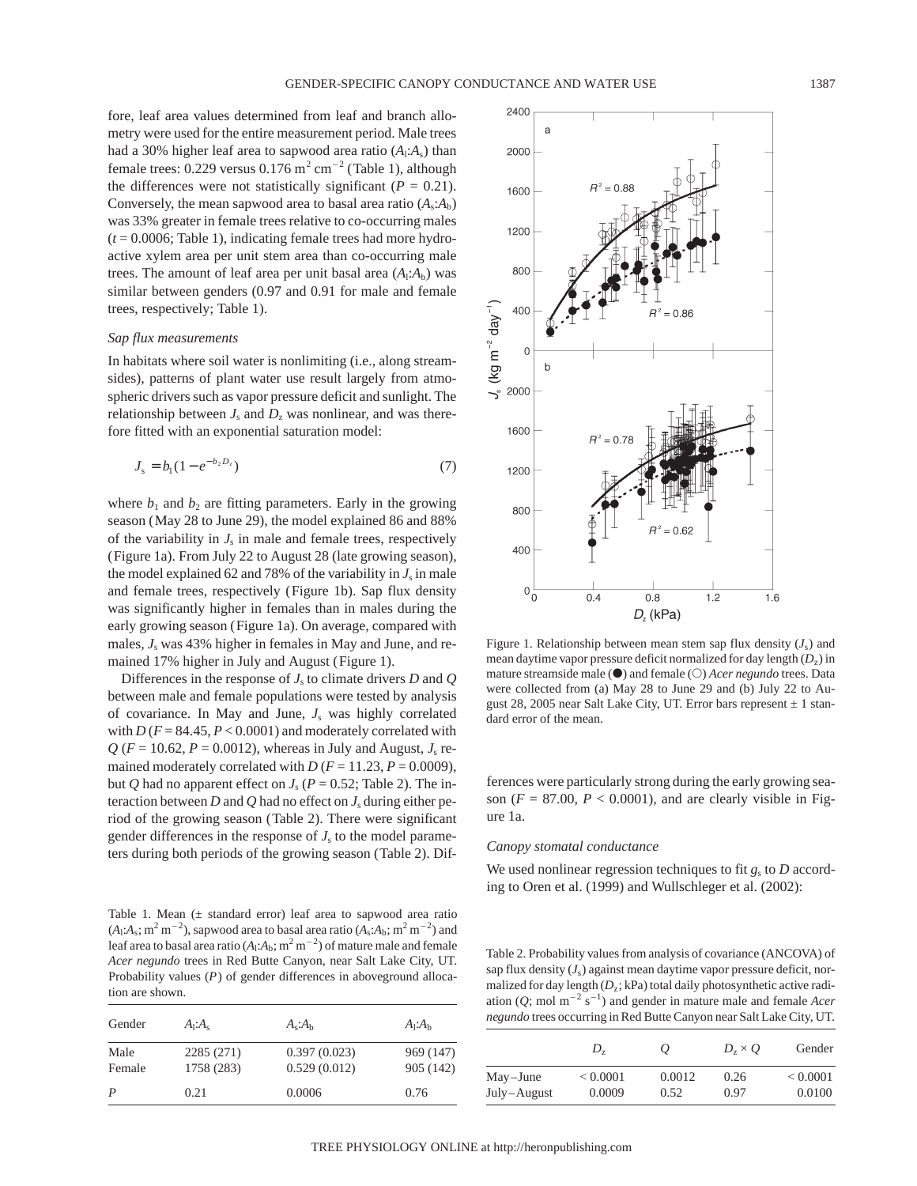fore, leaf area values determined from leaf and branch allometry were used for the entire measurement period. Male trees had a 30% higher leaf area to sapwood area ratio ($A_l$:$A_s$) than female trees: 0.229 versus 0.176 $m^2\ cm^{-2}$ (Table 1), although the differences were not statistically significant ($P$ = 0.21). Conversely, the mean sapwood area to basal area ratio ($A_s$:$A_b$) was 33% greater in female trees relative to co-occurring males ($t$ = 0.0006; Table 1), indicating female trees had more hydroactive xylem area per unit stem area than co-occurring male trees. The amount of leaf area per unit basal area ($A_l$:$A_b$) was similar between genders (0.97 and 0.91 for male and female trees, respectively; Table 1).

### *Sap flux measurements*

In habitats where soil water is nonlimiting (i.e., along streamsides), patterns of plant water use result largely from atmospheric drivers such as vapor pressure deficit and sunlight. The relationship between $J_s$ and $D_z$ was nonlinear, and was therefore fitted with an exponential saturation model:

$$J_s = b_1(1 - e^{-b_2 D_z}) \tag{7}$$

where $b_1$ and $b_2$ are fitting parameters. Early in the growing season (May 28 to June 29), the model explained 86 and 88% of the variability in $J_s$ in male and female trees, respectively (Figure 1a). From July 22 to August 28 (late growing season), the model explained 62 and 78% of the variability in $J_s$ in male and female trees, respectively (Figure 1b). Sap flux density was significantly higher in females than in males during the early growing season (Figure 1a). On average, compared with males, $J_s$ was 43% higher in females in May and June, and remained 17% higher in July and August (Figure 1).

Differences in the response of $J_s$ to climate drivers $D$ and $Q$ between male and female populations were tested by analysis of covariance. In May and June, $J_s$ was highly correlated with $D$ ($F$ = 84.45, $P$ < 0.0001) and moderately correlated with $Q$ ($F$ = 10.62, $P$ = 0.0012), whereas in July and August, $J_s$ remained moderately correlated with $D$ ($F$ = 11.23, $P$ = 0.0009), but $Q$ had no apparent effect on $J_s$ ($P$ = 0.52; Table 2). The interaction between $D$ and $Q$ had no effect on $J_s$ during either period of the growing season (Table 2). There were significant gender differences in the response of $J_s$ to the model parameters during both periods of the growing season (Table 2). Differences were particularly strong during the early growing season ($F$ = 87.00, $P$ < 0.0001), and are clearly visible in Figure 1a.

Figure 1. Relationship between mean stem sap flux density ($J_s$) and mean daytime vapor pressure deficit normalized for day length ($D_z$) in mature streamside male (●) and female (○) *Acer negundo* trees. Data were collected from (a) May 28 to June 29 and (b) July 22 to August 28, 2005 near Salt Lake City, UT. Error bars represent ± 1 standard error of the mean.

### *Canopy stomatal conductance*

We used nonlinear regression techniques to fit $g_s$ to $D$ according to Oren et al. (1999) and Wullschleger et al. (2002):

Table 1. Mean (± standard error) leaf area to sapwood area ratio ($A_l$:$A_s$; $m^2\ m^{-2}$), sapwood area to basal area ratio ($A_s$:$A_b$; $m^2\ m^{-2}$) and leaf area to basal area ratio ($A_l$:$A_b$; $m^2\ m^{-2}$) of mature male and female *Acer negundo* trees in Red Butte Canyon, near Salt Lake City, UT. Probability values ($P$) of gender differences in aboveground allocation are shown.

| Gender | $A_l$:$A_s$ | $A_s$:$A_b$ | $A_l$:$A_b$ |
|---|---|---|---|
| Male | 2285 (271) | 0.397 (0.023) | 969 (147) |
| Female | 1758 (283) | 0.529 (0.012) | 905 (142) |
| $P$ | 0.21 | 0.0006 | 0.76 |

Table 2. Probability values from analysis of covariance (ANCOVA) of sap flux density ($J_s$) against mean daytime vapor pressure deficit, normalized for day length ($D_z$; kPa) total daily photosynthetic active radiation ($Q$; mol $m^{-2}\ s^{-1}$) and gender in mature male and female *Acer negundo* trees occurring in Red Butte Canyon near Salt Lake City, UT.

| | $D_z$ | $Q$ | $D_z \times Q$ | Gender |
|---|---|---|---|---|
| May–June | < 0.0001 | 0.0012 | 0.26 | < 0.0001 |
| July–August | 0.0009 | 0.52 | 0.97 | 0.0100 |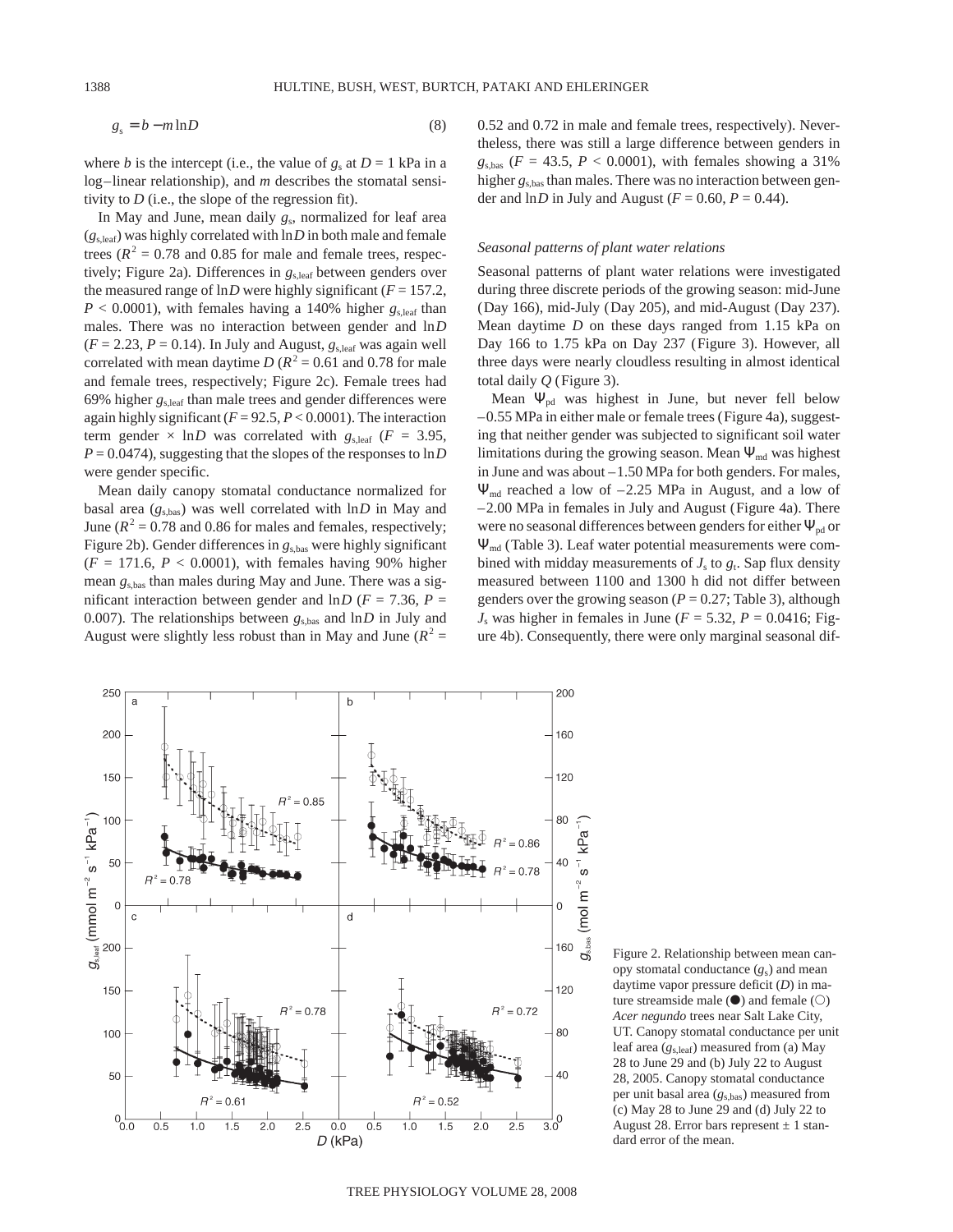$$g_s = b - m \ln D \tag{8}$$

where $b$ is the intercept (i.e., the value of $g_s$ at $D = 1$ kPa in a log–linear relationship), and $m$ describes the stomatal sensitivity to $D$ (i.e., the slope of the regression fit).

In May and June, mean daily $g_s$, normalized for leaf area ($g_{s,leaf}$) was highly correlated with $\ln D$ in both male and female trees ($R^2 = 0.78$ and 0.85 for male and female trees, respectively; Figure 2a). Differences in $g_{s,leaf}$ between genders over the measured range of $\ln D$ were highly significant ($F = 157.2$, $P < 0.0001$), with females having a 140% higher $g_{s,leaf}$ than males. There was no interaction between gender and $\ln D$ ($F = 2.23$, $P = 0.14$). In July and August, $g_{s,leaf}$ was again well correlated with mean daytime $D$ ($R^2 = 0.61$ and 0.78 for male and female trees, respectively; Figure 2c). Female trees had 69% higher $g_{s,leaf}$ than male trees and gender differences were again highly significant ($F = 92.5$, $P < 0.0001$). The interaction term gender × $\ln D$ was correlated with $g_{s,leaf}$ ($F = 3.95$, $P = 0.0474$), suggesting that the slopes of the responses to $\ln D$ were gender specific.

Mean daily canopy stomatal conductance normalized for basal area ($g_{s,bas}$) was well correlated with $\ln D$ in May and June ($R^2 = 0.78$ and 0.86 for males and females, respectively; Figure 2b). Gender differences in $g_{s,bas}$ were highly significant ($F = 171.6$, $P < 0.0001$), with females having 90% higher mean $g_{s,bas}$ than males during May and June. There was a significant interaction between gender and $\ln D$ ($F = 7.36$, $P = 0.007$). The relationships between $g_{s,bas}$ and $\ln D$ in July and August were slightly less robust than in May and June ($R^2 = 0.52$ and 0.72 in male and female trees, respectively). Nevertheless, there was still a large difference between genders in $g_{s,bas}$ ($F = 43.5$, $P < 0.0001$), with females showing a 31% higher $g_{s,bas}$ than males. There was no interaction between gender and $\ln D$ in July and August ($F = 0.60$, $P = 0.44$).

### Seasonal patterns of plant water relations

Seasonal patterns of plant water relations were investigated during three discrete periods of the growing season: mid-June (Day 166), mid-July (Day 205), and mid-August (Day 237). Mean daytime $D$ on these days ranged from 1.15 kPa on Day 166 to 1.75 kPa on Day 237 (Figure 3). However, all three days were nearly cloudless resulting in almost identical total daily $Q$ (Figure 3).

Mean $\Psi_{pd}$ was highest in June, but never fell below –0.55 MPa in either male or female trees (Figure 4a), suggesting that neither gender was subjected to significant soil water limitations during the growing season. Mean $\Psi_{md}$ was highest in June and was about –1.50 MPa for both genders. For males, $\Psi_{md}$ reached a low of –2.25 MPa in August, and a low of –2.00 MPa in females in July and August (Figure 4a). There were no seasonal differences between genders for either $\Psi_{pd}$ or $\Psi_{md}$ (Table 3). Leaf water potential measurements were combined with midday measurements of $J_s$ to $g_t$. Sap flux density measured between 1100 and 1300 h did not differ between genders over the growing season ($P = 0.27$; Table 3), although $J_s$ was higher in females in June ($F = 5.32$, $P = 0.0416$; Figure 4b). Consequently, there were only marginal seasonal dif-

Figure 2. Relationship between mean canopy stomatal conductance ($g_s$) and mean daytime vapor pressure deficit ($D$) in mature streamside male (●) and female (○) *Acer negundo* trees near Salt Lake City, UT. Canopy stomatal conductance per unit leaf area ($g_{s,leaf}$) measured from (a) May 28 to June 29 and (b) July 22 to August 28, 2005. Canopy stomatal conductance per unit basal area ($g_{s,bas}$) measured from (c) May 28 to June 29 and (d) July 22 to August 28. Error bars represent ± 1 standard error of the mean.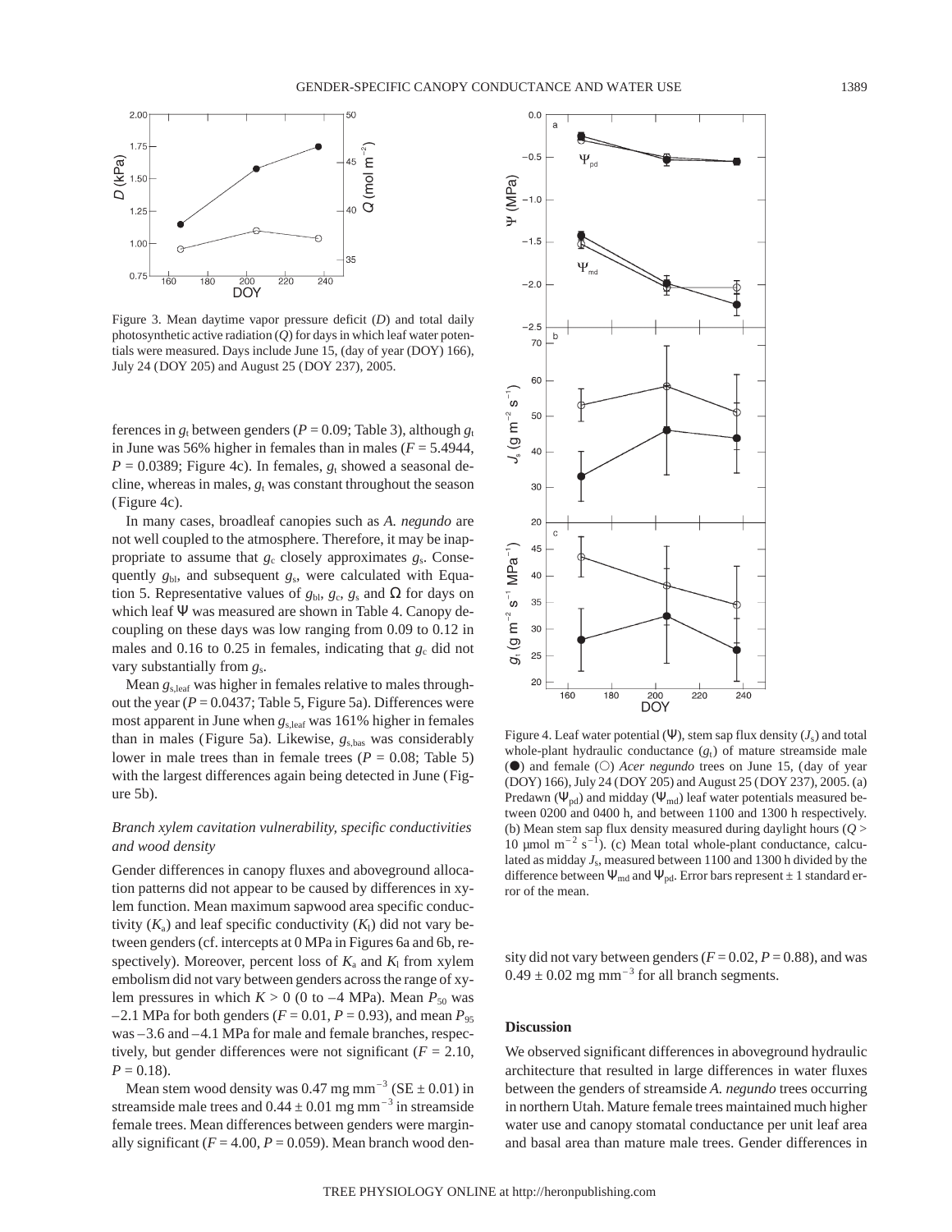Figure 3. Mean daytime vapor pressure deficit ($D$) and total daily photosynthetic active radiation ($Q$) for days in which leaf water potentials were measured. Days include June 15, (day of year (DOY) 166), July 24 (DOY 205) and August 25 (DOY 237), 2005.

ferences in $g_t$ between genders ($P = 0.09$; Table 3), although $g_t$ in June was 56% higher in females than in males ($F = 5.4944$, $P = 0.0389$; Figure 4c). In females, $g_t$ showed a seasonal decline, whereas in males, $g_t$ was constant throughout the season (Figure 4c).

In many cases, broadleaf canopies such as *A. negundo* are not well coupled to the atmosphere. Therefore, it may be inappropriate to assume that $g_c$ closely approximates $g_s$. Consequently $g_{bl}$, and subsequent $g_s$, were calculated with Equation 5. Representative values of $g_{bl}$, $g_c$, $g_s$ and $\Omega$ for days on which leaf $\Psi$ was measured are shown in Table 4. Canopy decoupling on these days was low ranging from 0.09 to 0.12 in males and 0.16 to 0.25 in females, indicating that $g_c$ did not vary substantially from $g_s$.

Mean $g_{s,leaf}$ was higher in females relative to males throughout the year ($P = 0.0437$; Table 5, Figure 5a). Differences were most apparent in June when $g_{s,leaf}$ was 161% higher in females than in males (Figure 5a). Likewise, $g_{s,bas}$ was considerably lower in male trees than in female trees ($P = 0.08$; Table 5) with the largest differences again being detected in June (Figure 5b).

### *Branch xylem cavitation vulnerability, specific conductivities and wood density*

Gender differences in canopy fluxes and aboveground allocation patterns did not appear to be caused by differences in xylem function. Mean maximum sapwood area specific conductivity ($K_a$) and leaf specific conductivity ($K_l$) did not vary between genders (cf. intercepts at 0 MPa in Figures 6a and 6b, respectively). Moreover, percent loss of $K_a$ and $K_l$ from xylem embolism did not vary between genders across the range of xylem pressures in which $K > 0$ (0 to –4 MPa). Mean $P_{50}$ was –2.1 MPa for both genders ($F = 0.01$, $P = 0.93$), and mean $P_{95}$ was –3.6 and –4.1 MPa for male and female branches, respectively, but gender differences were not significant ($F = 2.10$, $P = 0.18$).

Mean stem wood density was 0.47 mg mm$^{-3}$ (SE ± 0.01) in streamside male trees and 0.44 ± 0.01 mg mm$^{-3}$ in streamside female trees. Mean differences between genders were marginally significant ($F = 4.00$, $P = 0.059$). Mean branch wood density did not vary between genders ($F = 0.02$, $P = 0.88$), and was 0.49 ± 0.02 mg mm$^{-3}$ for all branch segments.

Figure 4. Leaf water potential ($\Psi$), stem sap flux density ($J_s$) and total whole-plant hydraulic conductance ($g_t$) of mature streamside male (●) and female (○) *Acer negundo* trees on June 15, (day of year (DOY) 166), July 24 (DOY 205) and August 25 (DOY 237), 2005. (a) Predawn ($\Psi_{pd}$) and midday ($\Psi_{md}$) leaf water potentials measured between 0200 and 0400 h, and between 1100 and 1300 h respectively. (b) Mean stem sap flux density measured during daylight hours ($Q$ > 10 µmol m$^{-2}$ s$^{-1}$). (c) Mean total whole-plant conductance, calculated as midday $J_s$, measured between 1100 and 1300 h divided by the difference between $\Psi_{md}$ and $\Psi_{pd}$. Error bars represent ± 1 standard error of the mean.

## Discussion

We observed significant differences in aboveground hydraulic architecture that resulted in large differences in water fluxes between the genders of streamside *A. negundo* trees occurring in northern Utah. Mature female trees maintained much higher water use and canopy stomatal conductance per unit leaf area and basal area than mature male trees. Gender differences in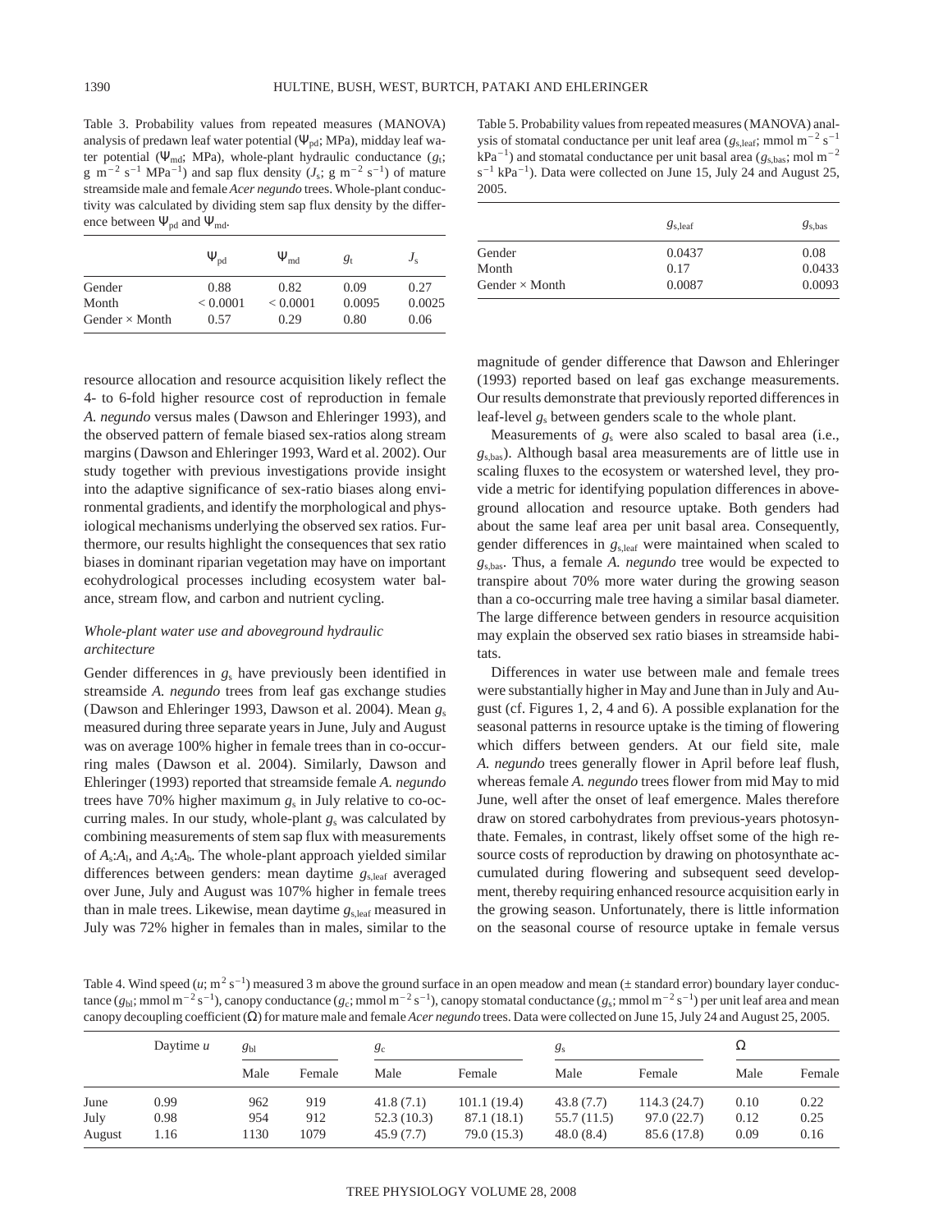Table 3. Probability values from repeated measures (MANOVA) analysis of predawn leaf water potential ($\Psi_{pd}$; MPa), midday leaf water potential ($\Psi_{md}$; MPa), whole-plant hydraulic conductance ($g_t$; g m$^{-2}$ s$^{-1}$ MPa$^{-1}$) and sap flux density ($J_s$; g m$^{-2}$ s$^{-1}$) of mature streamside male and female *Acer negundo* trees. Whole-plant conductivity was calculated by dividing stem sap flux density by the difference between $\Psi_{pd}$ and $\Psi_{md}$.

| | $\Psi_{pd}$ | $\Psi_{md}$ | $g_t$ | $J_s$ |
|---|---|---|---|---|
| Gender | 0.88 | 0.82 | 0.09 | 0.27 |
| Month | < 0.0001 | < 0.0001 | 0.0095 | 0.0025 |
| Gender × Month | 0.57 | 0.29 | 0.80 | 0.06 |

resource allocation and resource acquisition likely reflect the 4- to 6-fold higher resource cost of reproduction in female *A. negundo* versus males (Dawson and Ehleringer 1993), and the observed pattern of female biased sex-ratios along stream margins (Dawson and Ehleringer 1993, Ward et al. 2002). Our study together with previous investigations provide insight into the adaptive significance of sex-ratio biases along environmental gradients, and identify the morphological and physiological mechanisms underlying the observed sex ratios. Furthermore, our results highlight the consequences that sex ratio biases in dominant riparian vegetation may have on important ecohydrological processes including ecosystem water balance, stream flow, and carbon and nutrient cycling.

### *Whole-plant water use and aboveground hydraulic architecture*

Gender differences in $g_s$ have previously been identified in streamside *A. negundo* trees from leaf gas exchange studies (Dawson and Ehleringer 1993, Dawson et al. 2004). Mean $g_s$ measured during three separate years in June, July and August was on average 100% higher in female trees than in co-occurring males (Dawson et al. 2004). Similarly, Dawson and Ehleringer (1993) reported that streamside female *A. negundo* trees have 70% higher maximum $g_s$ in July relative to co-occurring males. In our study, whole-plant $g_s$ was calculated by combining measurements of stem sap flux with measurements of $A_s$:$A_l$, and $A_s$:$A_b$. The whole-plant approach yielded similar differences between genders: mean daytime $g_{s,leaf}$ averaged over June, July and August was 107% higher in female trees than in male trees. Likewise, mean daytime $g_{s,leaf}$ measured in July was 72% higher in females than in males, similar to the magnitude of gender difference that Dawson and Ehleringer (1993) reported based on leaf gas exchange measurements. Our results demonstrate that previously reported differences in leaf-level $g_s$ between genders scale to the whole plant.

Table 5. Probability values from repeated measures (MANOVA) analysis of stomatal conductance per unit leaf area ($g_{s,leaf}$; mmol m$^{-2}$ s$^{-1}$ kPa$^{-1}$) and stomatal conductance per unit basal area ($g_{s,bas}$; mol m$^{-2}$ s$^{-1}$ kPa$^{-1}$). Data were collected on June 15, July 24 and August 25, 2005.

| | $g_{s,leaf}$ | $g_{s,bas}$ |
|---|---|---|
| Gender | 0.0437 | 0.08 |
| Month | 0.17 | 0.0433 |
| Gender × Month | 0.0087 | 0.0093 |

Measurements of $g_s$ were also scaled to basal area (i.e., $g_{s,bas}$). Although basal area measurements are of little use in scaling fluxes to the ecosystem or watershed level, they provide a metric for identifying population differences in aboveground allocation and resource uptake. Both genders had about the same leaf area per unit basal area. Consequently, gender differences in $g_{s,leaf}$ were maintained when scaled to $g_{s,bas}$. Thus, a female *A. negundo* tree would be expected to transpire about 70% more water during the growing season than a co-occurring male tree having a similar basal diameter. The large difference between genders in resource acquisition may explain the observed sex ratio biases in streamside habitats.

Differences in water use between male and female trees were substantially higher in May and June than in July and August (cf. Figures 1, 2, 4 and 6). A possible explanation for the seasonal patterns in resource uptake is the timing of flowering which differs between genders. At our field site, male *A. negundo* trees generally flower in April before leaf flush, whereas female *A. negundo* trees flower from mid May to mid June, well after the onset of leaf emergence. Males therefore draw on stored carbohydrates from previous-years photosynthate. Females, in contrast, likely offset some of the high resource costs of reproduction by drawing on photosynthate accumulated during flowering and subsequent seed development, thereby requiring enhanced resource acquisition early in the growing season. Unfortunately, there is little information on the seasonal course of resource uptake in female versus

Table 4. Wind speed ($u$; m$^2$ s$^{-1}$) measured 3 m above the ground surface in an open meadow and mean (± standard error) boundary layer conductance ($g_{bl}$; mmol m$^{-2}$ s$^{-1}$), canopy conductance ($g_c$; mmol m$^{-2}$ s$^{-1}$), canopy stomatal conductance ($g_s$; mmol m$^{-2}$ s$^{-1}$) per unit leaf area and mean canopy decoupling coefficient ($\Omega$) for mature male and female *Acer negundo* trees. Data were collected on June 15, July 24 and August 25, 2005.

| | Daytime $u$ | $g_{bl}$ | | $g_c$ | | $g_s$ | | $\Omega$ | |
|---|---|---|---|---|---|---|---|---|---|
| | | Male | Female | Male | Female | Male | Female | Male | Female |
| June | 0.99 | 962 | 919 | 41.8 (7.1) | 101.1 (19.4) | 43.8 (7.7) | 114.3 (24.7) | 0.10 | 0.22 |
| July | 0.98 | 954 | 912 | 52.3 (10.3) | 87.1 (18.1) | 55.7 (11.5) | 97.0 (22.7) | 0.12 | 0.25 |
| August | 1.16 | 1130 | 1079 | 45.9 (7.7) | 79.0 (15.3) | 48.0 (8.4) | 85.6 (17.8) | 0.09 | 0.16 |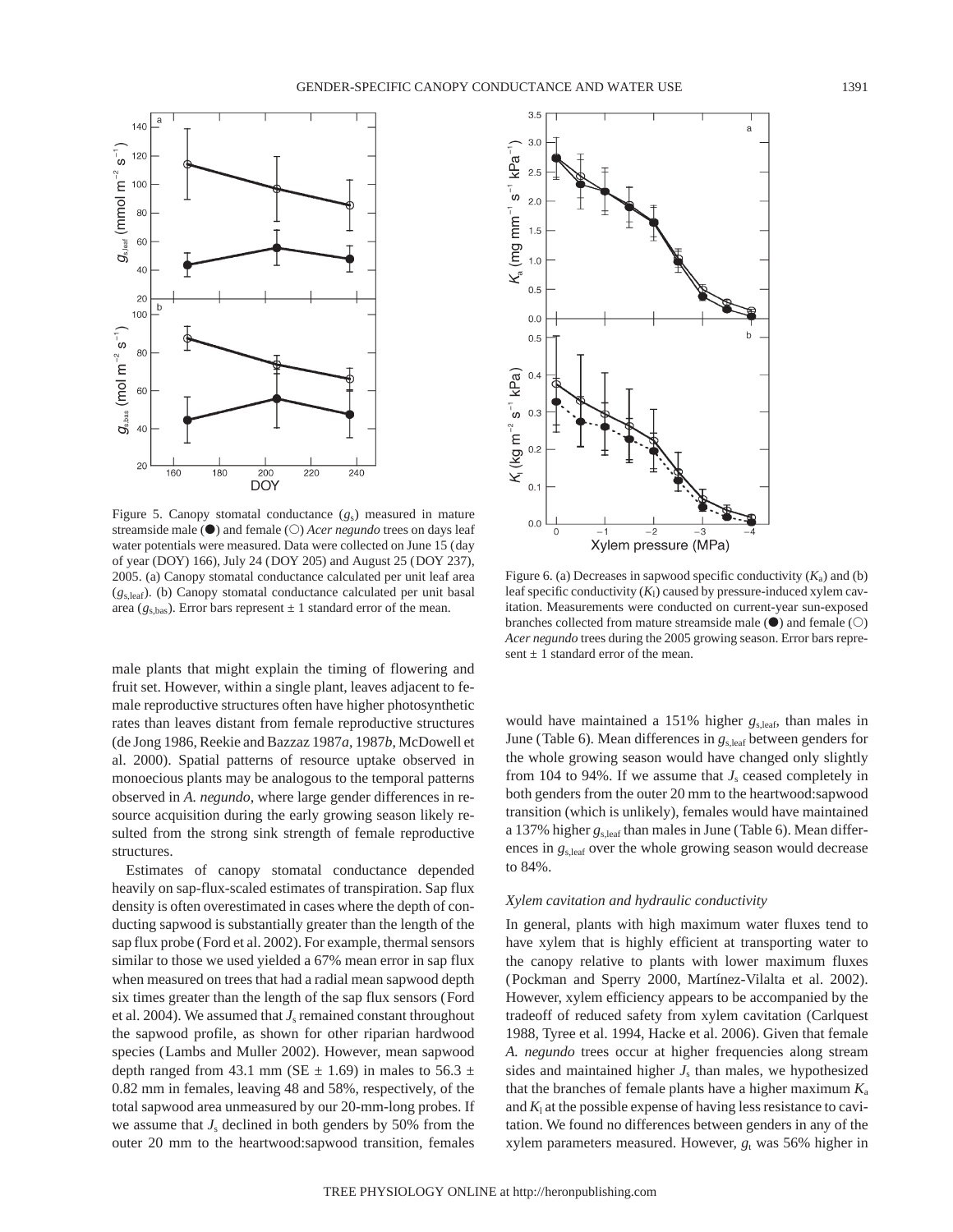Figure 5. Canopy stomatal conductance ($g_s$) measured in mature streamside male (●) and female (○) *Acer negundo* trees on days leaf water potentials were measured. Data were collected on June 15 (day of year (DOY) 166), July 24 (DOY 205) and August 25 (DOY 237), 2005. (a) Canopy stomatal conductance calculated per unit leaf area ($g_{s,leaf}$). (b) Canopy stomatal conductance calculated per unit basal area ($g_{s,bas}$). Error bars represent ± 1 standard error of the mean.

Figure 6. (a) Decreases in sapwood specific conductivity ($K_a$) and (b) leaf specific conductivity ($K_l$) caused by pressure-induced xylem cavitation. Measurements were conducted on current-year sun-exposed branches collected from mature streamside male (●) and female (○) *Acer negundo* trees during the 2005 growing season. Error bars represent ± 1 standard error of the mean.

male plants that might explain the timing of flowering and fruit set. However, within a single plant, leaves adjacent to female reproductive structures often have higher photosynthetic rates than leaves distant from female reproductive structures (de Jong 1986, Reekie and Bazzaz 1987*a*, 1987*b*, McDowell et al. 2000). Spatial patterns of resource uptake observed in monoecious plants may be analogous to the temporal patterns observed in *A. negundo*, where large gender differences in resource acquisition during the early growing season likely resulted from the strong sink strength of female reproductive structures.

Estimates of canopy stomatal conductance depended heavily on sap-flux-scaled estimates of transpiration. Sap flux density is often overestimated in cases where the depth of conducting sapwood is substantially greater than the length of the sap flux probe (Ford et al. 2002). For example, thermal sensors similar to those we used yielded a 67% mean error in sap flux when measured on trees that had a radial mean sapwood depth six times greater than the length of the sap flux sensors (Ford et al. 2004). We assumed that $J_s$ remained constant throughout the sapwood profile, as shown for other riparian hardwood species (Lambs and Muller 2002). However, mean sapwood depth ranged from 43.1 mm (SE ± 1.69) in males to 56.3 ± 0.82 mm in females, leaving 48 and 58%, respectively, of the total sapwood area unmeasured by our 20-mm-long probes. If we assume that $J_s$ declined in both genders by 50% from the outer 20 mm to the heartwood:sapwood transition, females would have maintained a 151% higher $g_{s,leaf}$, than males in June (Table 6). Mean differences in $g_{s,leaf}$ between genders for the whole growing season would have changed only slightly from 104 to 94%. If we assume that $J_s$ ceased completely in both genders from the outer 20 mm to the heartwood:sapwood transition (which is unlikely), females would have maintained a 137% higher $g_{s,leaf}$ than males in June (Table 6). Mean differences in $g_{s,leaf}$ over the whole growing season would decrease to 84%.

### *Xylem cavitation and hydraulic conductivity*

In general, plants with high maximum water fluxes tend to have xylem that is highly efficient at transporting water to the canopy relative to plants with lower maximum fluxes (Pockman and Sperry 2000, Martínez-Vilalta et al. 2002). However, xylem efficiency appears to be accompanied by the tradeoff of reduced safety from xylem cavitation (Carlquest 1988, Tyree et al. 1994, Hacke et al. 2006). Given that female *A. negundo* trees occur at higher frequencies along stream sides and maintained higher $J_s$ than males, we hypothesized that the branches of female plants have a higher maximum $K_a$ and $K_l$ at the possible expense of having less resistance to cavitation. We found no differences between genders in any of the xylem parameters measured. However, $g_t$ was 56% higher in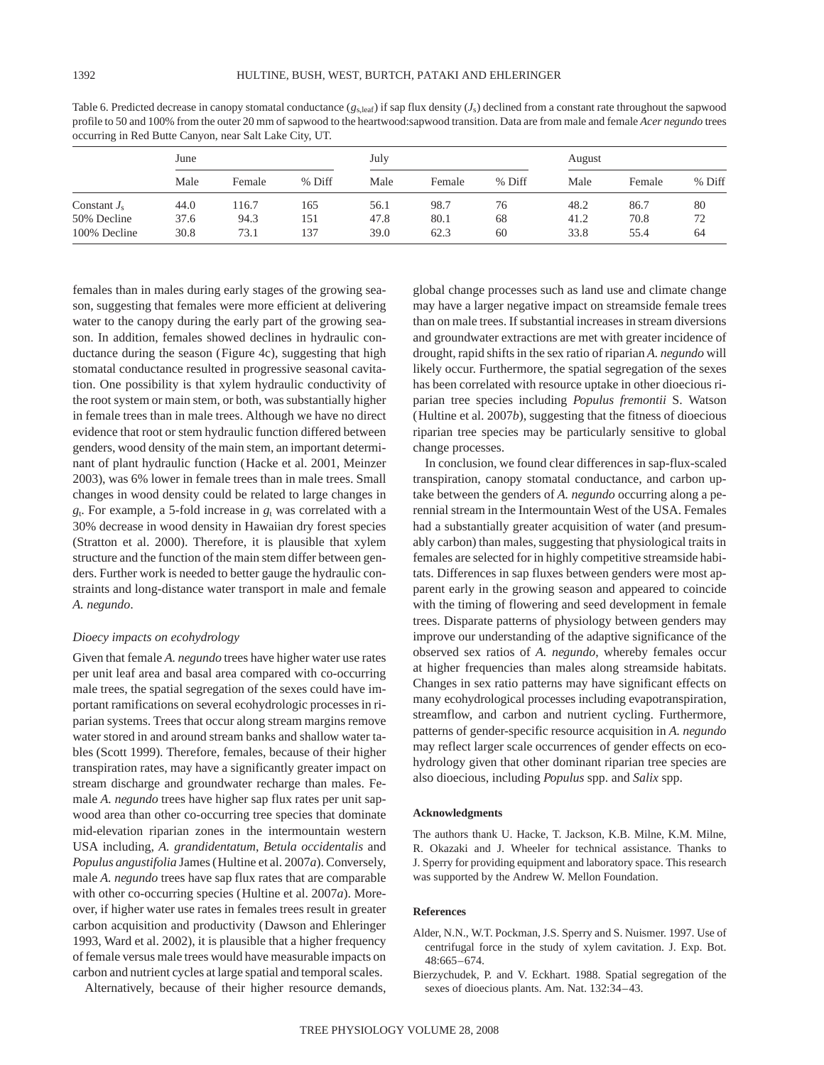Table 6. Predicted decrease in canopy stomatal conductance ($g_{s,leaf}$) if sap flux density ($J_s$) declined from a constant rate throughout the sapwood profile to 50 and 100% from the outer 20 mm of sapwood to the heartwood:sapwood transition. Data are from male and female *Acer negundo* trees occurring in Red Butte Canyon, near Salt Lake City, UT.

| | June | | | July | | | August | | |
|---|---|---|---|---|---|---|---|---|---|
| | Male | Female | % Diff | Male | Female | % Diff | Male | Female | % Diff |
| Constant $J_s$ | 44.0 | 116.7 | 165 | 56.1 | 98.7 | 76 | 48.2 | 86.7 | 80 |
| 50% Decline | 37.6 | 94.3 | 151 | 47.8 | 80.1 | 68 | 41.2 | 70.8 | 72 |
| 100% Decline | 30.8 | 73.1 | 137 | 39.0 | 62.3 | 60 | 33.8 | 55.4 | 64 |

females than in males during early stages of the growing season, suggesting that females were more efficient at delivering water to the canopy during the early part of the growing season. In addition, females showed declines in hydraulic conductance during the season (Figure 4c), suggesting that high stomatal conductance resulted in progressive seasonal cavitation. One possibility is that xylem hydraulic conductivity of the root system or main stem, or both, was substantially higher in female trees than in male trees. Although we have no direct evidence that root or stem hydraulic function differed between genders, wood density of the main stem, an important determinant of plant hydraulic function (Hacke et al. 2001, Meinzer 2003), was 6% lower in female trees than in male trees. Small changes in wood density could be related to large changes in $g_t$. For example, a 5-fold increase in $g_t$ was correlated with a 30% decrease in wood density in Hawaiian dry forest species (Stratton et al. 2000). Therefore, it is plausible that xylem structure and the function of the main stem differ between genders. Further work is needed to better gauge the hydraulic constraints and long-distance water transport in male and female *A. negundo*.

### *Dioecy impacts on ecohydrology*

Given that female *A. negundo* trees have higher water use rates per unit leaf area and basal area compared with co-occurring male trees, the spatial segregation of the sexes could have important ramifications on several ecohydrologic processes in riparian systems. Trees that occur along stream margins remove water stored in and around stream banks and shallow water tables (Scott 1999). Therefore, females, because of their higher transpiration rates, may have a significantly greater impact on stream discharge and groundwater recharge than males. Female *A. negundo* trees have higher sap flux rates per unit sapwood area than other co-occurring tree species that dominate mid-elevation riparian zones in the intermountain western USA including, *A. grandidentatum*, *Betula occidentalis* and *Populus angustifolia* James (Hultine et al. 2007*a*). Conversely, male *A. negundo* trees have sap flux rates that are comparable with other co-occurring species (Hultine et al. 2007*a*). Moreover, if higher water use rates in females trees result in greater carbon acquisition and productivity (Dawson and Ehleringer 1993, Ward et al. 2002), it is plausible that a higher frequency of female versus male trees would have measurable impacts on carbon and nutrient cycles at large spatial and temporal scales.

Alternatively, because of their higher resource demands, global change processes such as land use and climate change may have a larger negative impact on streamside female trees than on male trees. If substantial increases in stream diversions and groundwater extractions are met with greater incidence of drought, rapid shifts in the sex ratio of riparian *A. negundo* will likely occur. Furthermore, the spatial segregation of the sexes has been correlated with resource uptake in other dioecious riparian tree species including *Populus fremontii* S. Watson (Hultine et al. 2007*b*), suggesting that the fitness of dioecious riparian tree species may be particularly sensitive to global change processes.

In conclusion, we found clear differences in sap-flux-scaled transpiration, canopy stomatal conductance, and carbon uptake between the genders of *A. negundo* occurring along a perennial stream in the Intermountain West of the USA. Females had a substantially greater acquisition of water (and presumably carbon) than males, suggesting that physiological traits in females are selected for in highly competitive streamside habitats. Differences in sap fluxes between genders were most apparent early in the growing season and appeared to coincide with the timing of flowering and seed development in female trees. Disparate patterns of physiology between genders may improve our understanding of the adaptive significance of the observed sex ratios of *A. negundo*, whereby females occur at higher frequencies than males along streamside habitats. Changes in sex ratio patterns may have significant effects on many ecohydrological processes including evapotranspiration, streamflow, and carbon and nutrient cycling. Furthermore, patterns of gender-specific resource acquisition in *A. negundo* may reflect larger scale occurrences of gender effects on ecohydrology given that other dominant riparian tree species are also dioecious, including *Populus* spp. and *Salix* spp.

#### Acknowledgments

The authors thank U. Hacke, T. Jackson, K.B. Milne, K.M. Milne, R. Okazaki and J. Wheeler for technical assistance. Thanks to J. Sperry for providing equipment and laboratory space. This research was supported by the Andrew W. Mellon Foundation.

#### References

Alder, N.N., W.T. Pockman, J.S. Sperry and S. Nuismer. 1997. Use of centrifugal force in the study of xylem cavitation. J. Exp. Bot. 48:665–674.

Bierzychudek, P. and V. Eckhart. 1988. Spatial segregation of the sexes of dioecious plants. Am. Nat. 132:34–43.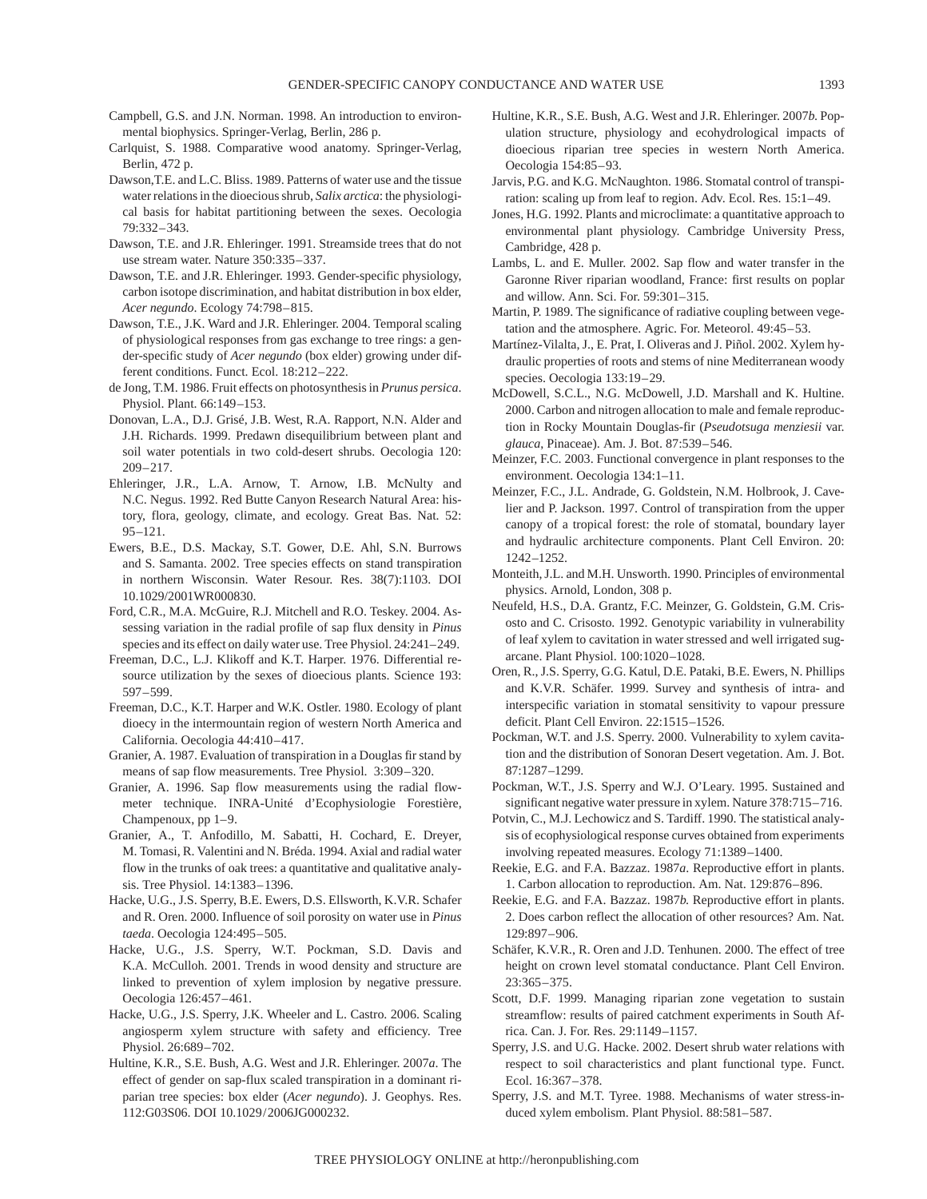Campbell, G.S. and J.N. Norman. 1998. An introduction to environmental biophysics. Springer-Verlag, Berlin, 286 p.

Carlquist, S. 1988. Comparative wood anatomy. Springer-Verlag, Berlin, 472 p.

Dawson,T.E. and L.C. Bliss. 1989. Patterns of water use and the tissue water relations in the dioecious shrub, *Salix arctica*: the physiological basis for habitat partitioning between the sexes. Oecologia 79:332–343.

Dawson, T.E. and J.R. Ehleringer. 1991. Streamside trees that do not use stream water. Nature 350:335–337.

Dawson, T.E. and J.R. Ehleringer. 1993. Gender-specific physiology, carbon isotope discrimination, and habitat distribution in box elder, *Acer negundo*. Ecology 74:798–815.

Dawson, T.E., J.K. Ward and J.R. Ehleringer. 2004. Temporal scaling of physiological responses from gas exchange to tree rings: a gender-specific study of *Acer negundo* (box elder) growing under different conditions. Funct. Ecol. 18:212–222.

de Jong, T.M. 1986. Fruit effects on photosynthesis in *Prunus persica*. Physiol. Plant. 66:149–153.

Donovan, L.A., D.J. Grisé, J.B. West, R.A. Rapport, N.N. Alder and J.H. Richards. 1999. Predawn disequilibrium between plant and soil water potentials in two cold-desert shrubs. Oecologia 120: 209–217.

Ehleringer, J.R., L.A. Arnow, T. Arnow, I.B. McNulty and N.C. Negus. 1992. Red Butte Canyon Research Natural Area: history, flora, geology, climate, and ecology. Great Bas. Nat. 52: 95–121.

Ewers, B.E., D.S. Mackay, S.T. Gower, D.E. Ahl, S.N. Burrows and S. Samanta. 2002. Tree species effects on stand transpiration in northern Wisconsin. Water Resour. Res. 38(7):1103. DOI 10.1029/2001WR000830.

Ford, C.R., M.A. McGuire, R.J. Mitchell and R.O. Teskey. 2004. Assessing variation in the radial profile of sap flux density in *Pinus* species and its effect on daily water use. Tree Physiol. 24:241–249.

Freeman, D.C., L.J. Klikoff and K.T. Harper. 1976. Differential resource utilization by the sexes of dioecious plants. Science 193: 597–599.

Freeman, D.C., K.T. Harper and W.K. Ostler. 1980. Ecology of plant dioecy in the intermountain region of western North America and California. Oecologia 44:410–417.

Granier, A. 1987. Evaluation of transpiration in a Douglas fir stand by means of sap flow measurements. Tree Physiol. 3:309–320.

Granier, A. 1996. Sap flow measurements using the radial flowmeter technique. INRA-Unité d'Ecophysiologie Forestière, Champenoux, pp 1–9.

Granier, A., T. Anfodillo, M. Sabatti, H. Cochard, E. Dreyer, M. Tomasi, R. Valentini and N. Bréda. 1994. Axial and radial water flow in the trunks of oak trees: a quantitative and qualitative analysis. Tree Physiol. 14:1383–1396.

Hacke, U.G., J.S. Sperry, B.E. Ewers, D.S. Ellsworth, K.V.R. Schafer and R. Oren. 2000. Influence of soil porosity on water use in *Pinus taeda*. Oecologia 124:495–505.

Hacke, U.G., J.S. Sperry, W.T. Pockman, S.D. Davis and K.A. McCulloh. 2001. Trends in wood density and structure are linked to prevention of xylem implosion by negative pressure. Oecologia 126:457–461.

Hacke, U.G., J.S. Sperry, J.K. Wheeler and L. Castro. 2006. Scaling angiosperm xylem structure with safety and efficiency. Tree Physiol. 26:689–702.

Hultine, K.R., S.E. Bush, A.G. West and J.R. Ehleringer. 2007*a*. The effect of gender on sap-flux scaled transpiration in a dominant riparian tree species: box elder (*Acer negundo*). J. Geophys. Res. 112:G03S06. DOI 10.1029/2006JG000232.

Hultine, K.R., S.E. Bush, A.G. West and J.R. Ehleringer. 2007*b*. Population structure, physiology and ecohydrological impacts of dioecious riparian tree species in western North America. Oecologia 154:85–93.

Jarvis, P.G. and K.G. McNaughton. 1986. Stomatal control of transpiration: scaling up from leaf to region. Adv. Ecol. Res. 15:1–49.

Jones, H.G. 1992. Plants and microclimate: a quantitative approach to environmental plant physiology. Cambridge University Press, Cambridge, 428 p.

Lambs, L. and E. Muller. 2002. Sap flow and water transfer in the Garonne River riparian woodland, France: first results on poplar and willow. Ann. Sci. For. 59:301–315.

Martin, P. 1989. The significance of radiative coupling between vegetation and the atmosphere. Agric. For. Meteorol. 49:45–53.

Martínez-Vilalta, J., E. Prat, I. Oliveras and J. Piñol. 2002. Xylem hydraulic properties of roots and stems of nine Mediterranean woody species. Oecologia 133:19–29.

McDowell, S.C.L., N.G. McDowell, J.D. Marshall and K. Hultine. 2000. Carbon and nitrogen allocation to male and female reproduction in Rocky Mountain Douglas-fir (*Pseudotsuga menziesii* var. *glauca*, Pinaceae). Am. J. Bot. 87:539–546.

Meinzer, F.C. 2003. Functional convergence in plant responses to the environment. Oecologia 134:1–11.

Meinzer, F.C., J.L. Andrade, G. Goldstein, N.M. Holbrook, J. Cavelier and P. Jackson. 1997. Control of transpiration from the upper canopy of a tropical forest: the role of stomatal, boundary layer and hydraulic architecture components. Plant Cell Environ. 20: 1242–1252.

Monteith, J.L. and M.H. Unsworth. 1990. Principles of environmental physics. Arnold, London, 308 p.

Neufeld, H.S., D.A. Grantz, F.C. Meinzer, G. Goldstein, G.M. Crisosto and C. Crisosto. 1992. Genotypic variability in vulnerability of leaf xylem to cavitation in water stressed and well irrigated sugarcane. Plant Physiol. 100:1020–1028.

Oren, R., J.S. Sperry, G.G. Katul, D.E. Pataki, B.E. Ewers, N. Phillips and K.V.R. Schäfer. 1999. Survey and synthesis of intra- and interspecific variation in stomatal sensitivity to vapour pressure deficit. Plant Cell Environ. 22:1515–1526.

Pockman, W.T. and J.S. Sperry. 2000. Vulnerability to xylem cavitation and the distribution of Sonoran Desert vegetation. Am. J. Bot. 87:1287–1299.

Pockman, W.T., J.S. Sperry and W.J. O'Leary. 1995. Sustained and significant negative water pressure in xylem. Nature 378:715–716.

Potvin, C., M.J. Lechowicz and S. Tardiff. 1990. The statistical analysis of ecophysiological response curves obtained from experiments involving repeated measures. Ecology 71:1389–1400.

Reekie, E.G. and F.A. Bazzaz. 1987*a*. Reproductive effort in plants. 1. Carbon allocation to reproduction. Am. Nat. 129:876–896.

Reekie, E.G. and F.A. Bazzaz. 1987*b*. Reproductive effort in plants. 2. Does carbon reflect the allocation of other resources? Am. Nat. 129:897–906.

Schäfer, K.V.R., R. Oren and J.D. Tenhunen. 2000. The effect of tree height on crown level stomatal conductance. Plant Cell Environ. 23:365–375.

Scott, D.F. 1999. Managing riparian zone vegetation to sustain streamflow: results of paired catchment experiments in South Africa. Can. J. For. Res. 29:1149–1157.

Sperry, J.S. and U.G. Hacke. 2002. Desert shrub water relations with respect to soil characteristics and plant functional type. Funct. Ecol. 16:367–378.

Sperry, J.S. and M.T. Tyree. 1988. Mechanisms of water stress-induced xylem embolism. Plant Physiol. 88:581–587.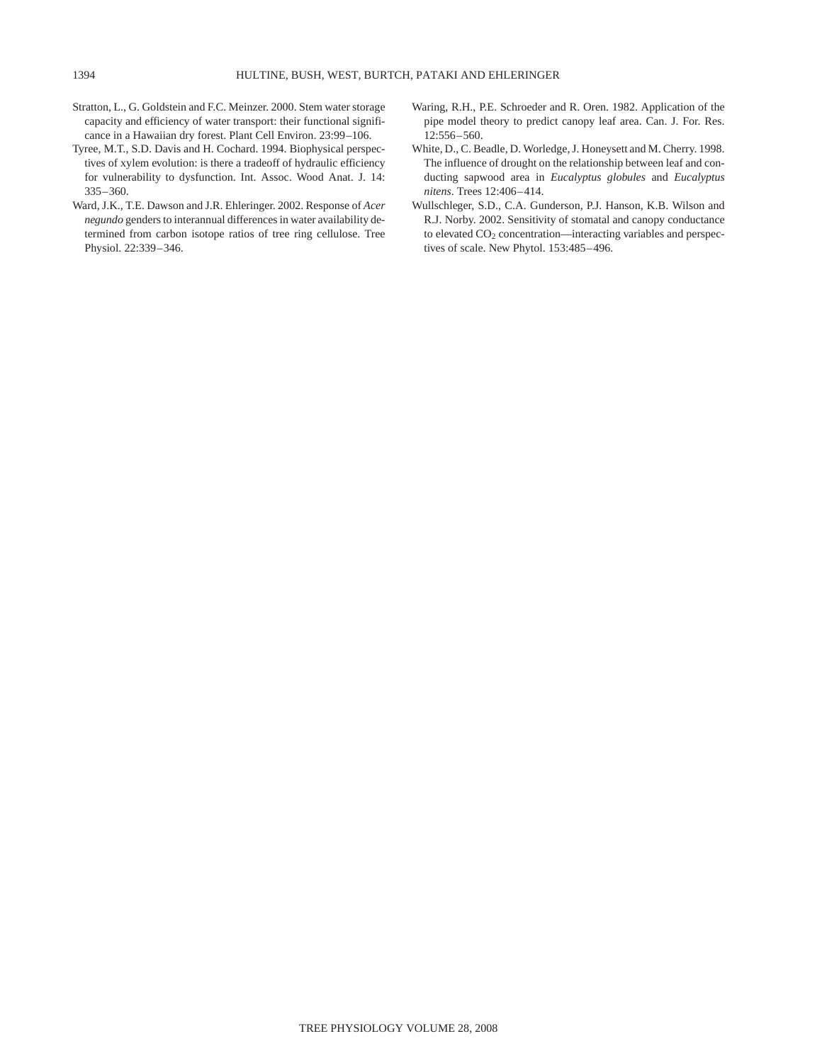Stratton, L., G. Goldstein and F.C. Meinzer. 2000. Stem water storage capacity and efficiency of water transport: their functional significance in a Hawaiian dry forest. Plant Cell Environ. 23:99–106.

Tyree, M.T., S.D. Davis and H. Cochard. 1994. Biophysical perspectives of xylem evolution: is there a tradeoff of hydraulic efficiency for vulnerability to dysfunction. Int. Assoc. Wood Anat. J. 14: 335–360.

Ward, J.K., T.E. Dawson and J.R. Ehleringer. 2002. Response of *Acer negundo* genders to interannual differences in water availability determined from carbon isotope ratios of tree ring cellulose. Tree Physiol. 22:339–346.

Waring, R.H., P.E. Schroeder and R. Oren. 1982. Application of the pipe model theory to predict canopy leaf area. Can. J. For. Res. 12:556–560.

White, D., C. Beadle, D. Worledge, J. Honeysett and M. Cherry. 1998. The influence of drought on the relationship between leaf and conducting sapwood area in *Eucalyptus globules* and *Eucalyptus nitens*. Trees 12:406–414.

Wullschleger, S.D., C.A. Gunderson, P.J. Hanson, K.B. Wilson and R.J. Norby. 2002. Sensitivity of stomatal and canopy conductance to elevated $CO_2$ concentration—interacting variables and perspectives of scale. New Phytol. 153:485–496.